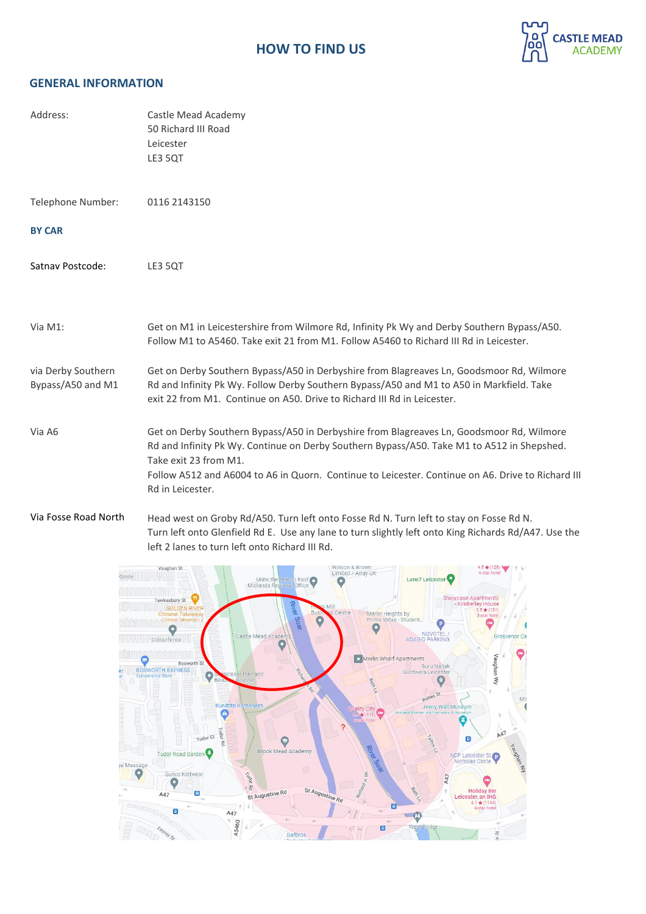# HOW TO FIND US

CASTLE MEAD ACADEMY

## GENERAL INFORMATION

| | |
|---|---|
| Address: | Castle Mead Academy<br>50 Richard III Road<br>Leicester<br>LE3 5QT |
| Telephone Number: | 0116 2143150 |

### BY CAR

| | |
|---|---|
| Satnav Postcode: | LE3 5QT |
| Via M1: | Get on M1 in Leicestershire from Wilmore Rd, Infinity Pk Wy and Derby Southern Bypass/A50. Follow M1 to A5460. Take exit 21 from M1. Follow A5460 to Richard III Rd in Leicester. |
| via Derby Southern Bypass/A50 and M1 | Get on Derby Southern Bypass/A50 in Derbyshire from Blagreaves Ln, Goodsmoor Rd, Wilmore Rd and Infinity Pk Wy. Follow Derby Southern Bypass/A50 and M1 to A50 in Markfield. Take exit 22 from M1. Continue on A50. Drive to Richard III Rd in Leicester. |
| Via A6 | Get on Derby Southern Bypass/A50 in Derbyshire from Blagreaves Ln, Goodsmoor Rd, Wilmore Rd and Infinity Pk Wy. Continue on Derby Southern Bypass/A50. Take M1 to A512 in Shepshed. Take exit 23 from M1.<br>Follow A512 and A6004 to A6 in Quorn. Continue to Leicester. Continue on A6. Drive to Richard III Rd in Leicester. |
| Via Fosse Road North | Head west on Groby Rd/A50. Turn left onto Fosse Rd N. Turn left to stay on Fosse Rd N. Turn left onto Glenfield Rd E. Use any lane to turn slightly left onto King Richards Rd/A47. Use the left 2 lanes to turn left onto Richard III Rd. |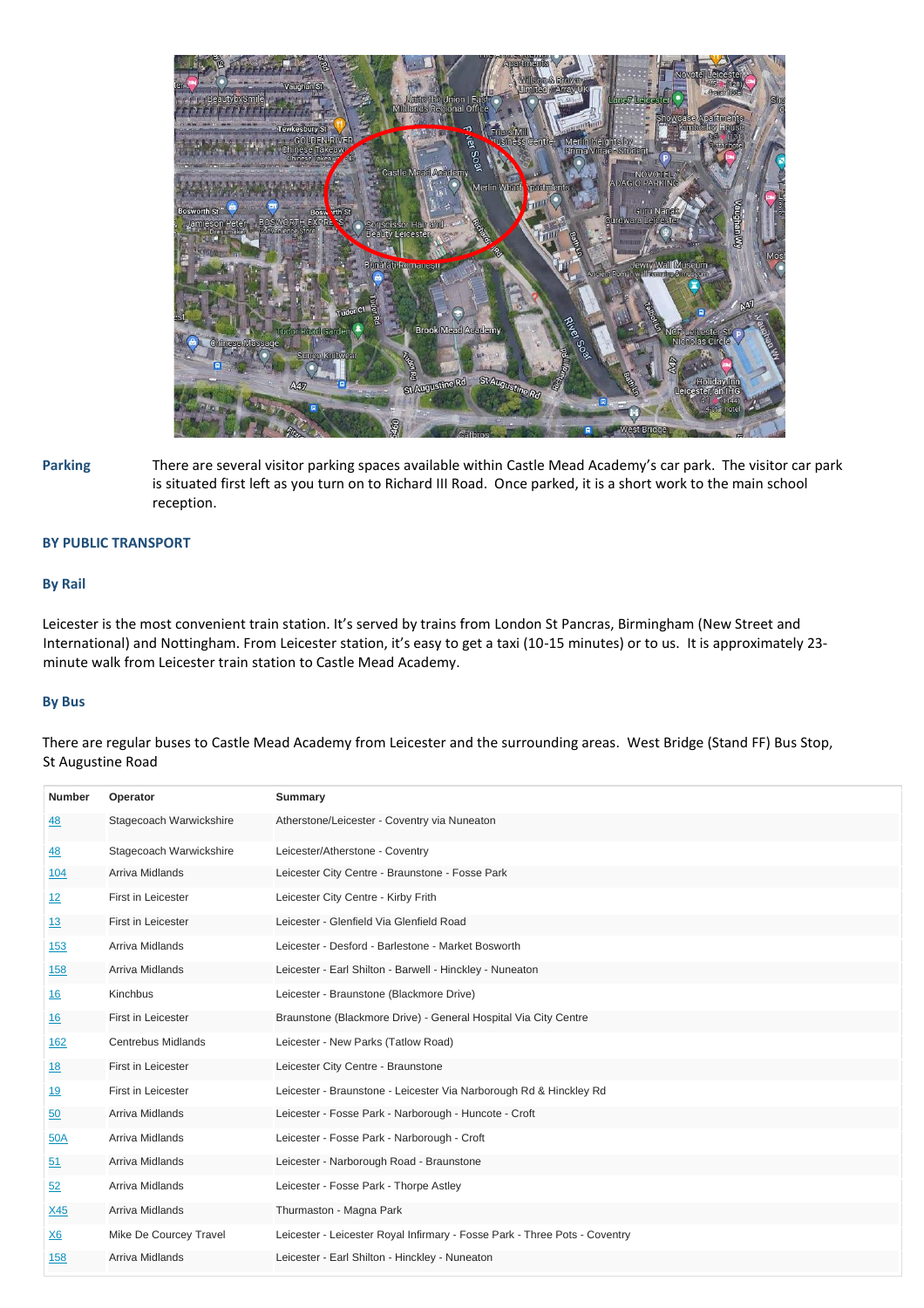**Parking** There are several visitor parking spaces available within Castle Mead Academy's car park. The visitor car park is situated first left as you turn on to Richard III Road. Once parked, it is a short work to the main school reception.

## BY PUBLIC TRANSPORT

### By Rail

Leicester is the most convenient train station. It's served by trains from London St Pancras, Birmingham (New Street and International) and Nottingham. From Leicester station, it's easy to get a taxi (10-15 minutes) or to us. It is approximately 23-minute walk from Leicester train station to Castle Mead Academy.

### By Bus

There are regular buses to Castle Mead Academy from Leicester and the surrounding areas. West Bridge (Stand FF) Bus Stop, St Augustine Road

| Number | Operator | Summary |
|---|---|---|
| 48 | Stagecoach Warwickshire | Atherstone/Leicester - Coventry via Nuneaton |
| 48 | Stagecoach Warwickshire | Leicester/Atherstone - Coventry |
| 104 | Arriva Midlands | Leicester City Centre - Braunstone - Fosse Park |
| 12 | First in Leicester | Leicester City Centre - Kirby Frith |
| 13 | First in Leicester | Leicester - Glenfield Via Glenfield Road |
| 153 | Arriva Midlands | Leicester - Desford - Barlestone - Market Bosworth |
| 158 | Arriva Midlands | Leicester - Earl Shilton - Barwell - Hinckley - Nuneaton |
| 16 | Kinchbus | Leicester - Braunstone (Blackmore Drive) |
| 16 | First in Leicester | Braunstone (Blackmore Drive) - General Hospital Via City Centre |
| 162 | Centrebus Midlands | Leicester - New Parks (Tatlow Road) |
| 18 | First in Leicester | Leicester City Centre - Braunstone |
| 19 | First in Leicester | Leicester - Braunstone - Leicester Via Narborough Rd & Hinckley Rd |
| 50 | Arriva Midlands | Leicester - Fosse Park - Narborough - Huncote - Croft |
| 50A | Arriva Midlands | Leicester - Fosse Park - Narborough - Croft |
| 51 | Arriva Midlands | Leicester - Narborough Road - Braunstone |
| 52 | Arriva Midlands | Leicester - Fosse Park - Thorpe Astley |
| X45 | Arriva Midlands | Thurmaston - Magna Park |
| X6 | Mike De Courcey Travel | Leicester - Leicester Royal Infirmary - Fosse Park - Three Pots - Coventry |
| 158 | Arriva Midlands | Leicester - Earl Shilton - Hinckley - Nuneaton |